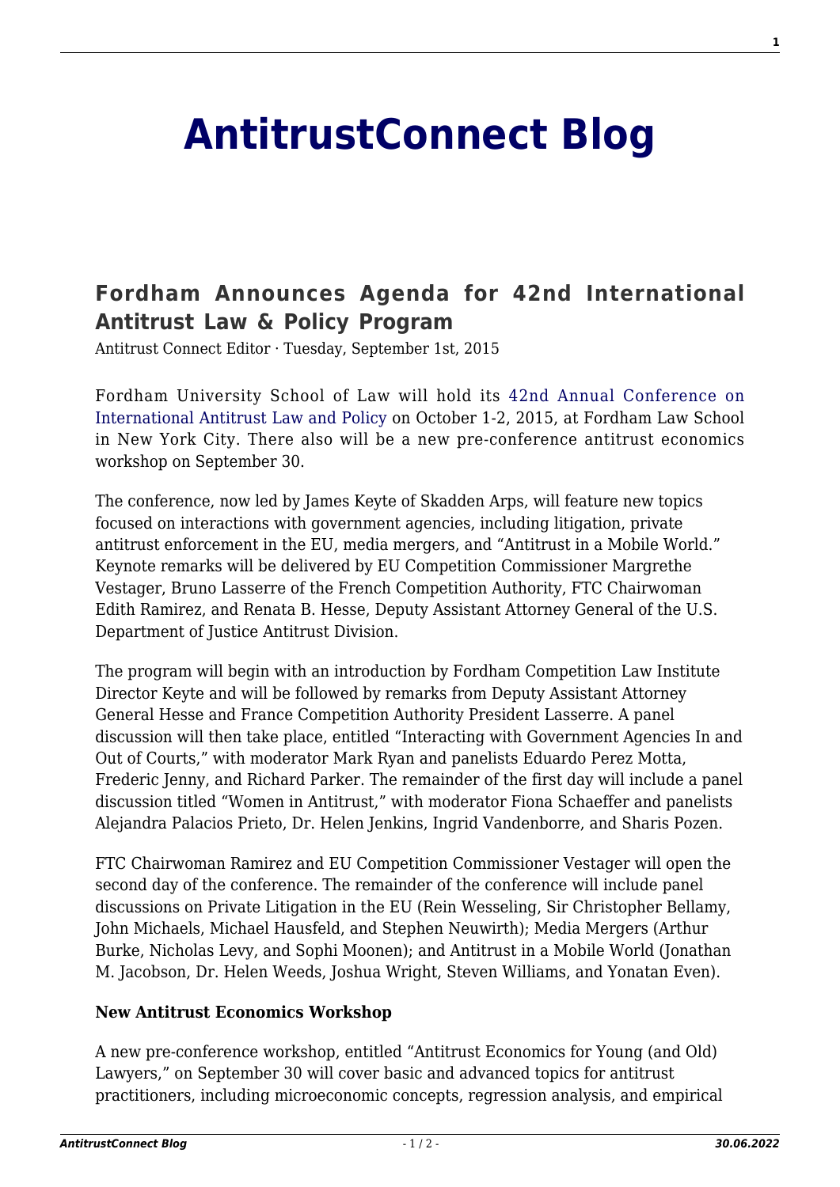# AntitrustConnect Blog

## Fordham Announces Agenda for 42nd International Antitrust Law & Policy Program

Antitrust Connect Editor · Tuesday, September 1st, 2015

Fordham University School of Law will hold its 42nd Annual Conference on International Antitrust Law and Policy on October 1-2, 2015, at Fordham Law School in New York City. There also will be a new pre-conference antitrust economics workshop on September 30.

The conference, now led by James Keyte of Skadden Arps, will feature new topics focused on interactions with government agencies, including litigation, private antitrust enforcement in the EU, media mergers, and "Antitrust in a Mobile World." Keynote remarks will be delivered by EU Competition Commissioner Margrethe Vestager, Bruno Lasserre of the French Competition Authority, FTC Chairwoman Edith Ramirez, and Renata B. Hesse, Deputy Assistant Attorney General of the U.S. Department of Justice Antitrust Division.

The program will begin with an introduction by Fordham Competition Law Institute Director Keyte and will be followed by remarks from Deputy Assistant Attorney General Hesse and France Competition Authority President Lasserre. A panel discussion will then take place, entitled "Interacting with Government Agencies In and Out of Courts," with moderator Mark Ryan and panelists Eduardo Perez Motta, Frederic Jenny, and Richard Parker. The remainder of the first day will include a panel discussion titled "Women in Antitrust," with moderator Fiona Schaeffer and panelists Alejandra Palacios Prieto, Dr. Helen Jenkins, Ingrid Vandenborre, and Sharis Pozen.

FTC Chairwoman Ramirez and EU Competition Commissioner Vestager will open the second day of the conference. The remainder of the conference will include panel discussions on Private Litigation in the EU (Rein Wesseling, Sir Christopher Bellamy, John Michaels, Michael Hausfeld, and Stephen Neuwirth); Media Mergers (Arthur Burke, Nicholas Levy, and Sophi Moonen); and Antitrust in a Mobile World (Jonathan M. Jacobson, Dr. Helen Weeds, Joshua Wright, Steven Williams, and Yonatan Even).

**New Antitrust Economics Workshop**

A new pre-conference workshop, entitled "Antitrust Economics for Young (and Old) Lawyers," on September 30 will cover basic and advanced topics for antitrust practitioners, including microeconomic concepts, regression analysis, and empirical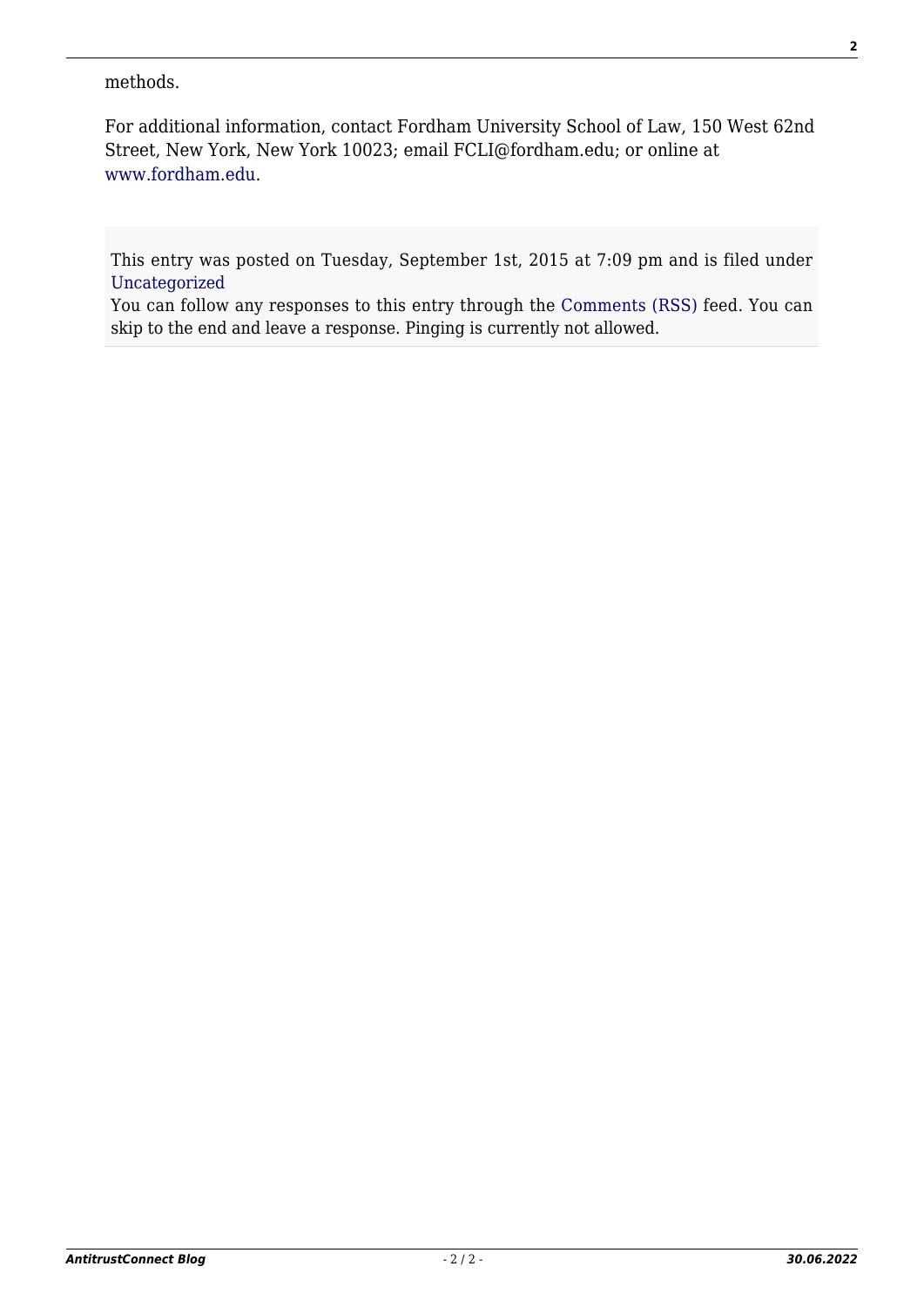methods.

For additional information, contact Fordham University School of Law, 150 West 62nd Street, New York, New York 10023; email FCLI@fordham.edu; or online at www.fordham.edu.

This entry was posted on Tuesday, September 1st, 2015 at 7:09 pm and is filed under Uncategorized
You can follow any responses to this entry through the Comments (RSS) feed. You can skip to the end and leave a response. Pinging is currently not allowed.